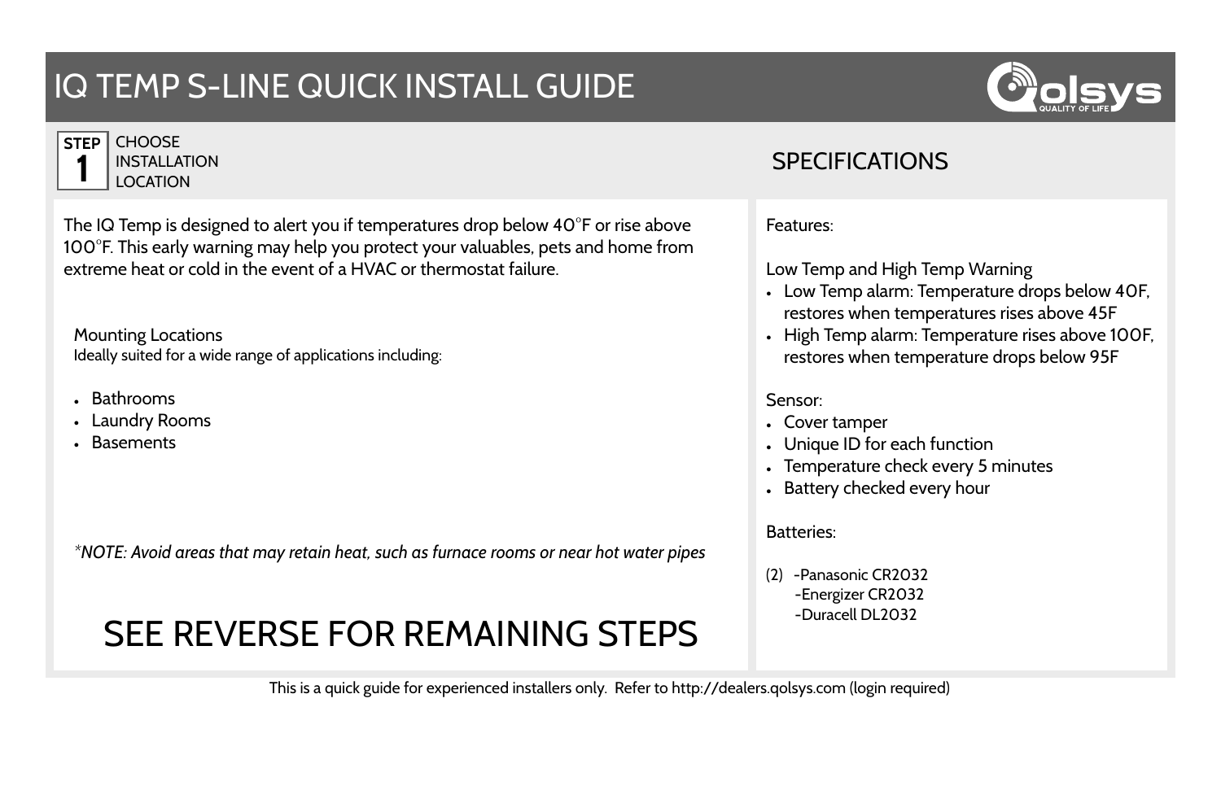# IQ TEMP S-LINE QUICK INSTALL GUIDE

## STEP 1 CHOOSE INSTALLATION LOCATION

The IQ Temp is designed to alert you if temperatures drop below 40°F or rise above 100°F. This early warning may help you protect your valuables, pets and home from extreme heat or cold in the event of a HVAC or thermostat failure.

Mounting Locations
Ideally suited for a wide range of applications including:

- Bathrooms
- Laundry Rooms
- Basements

*\*NOTE: Avoid areas that may retain heat, such as furnace rooms or near hot water pipes*

# SEE REVERSE FOR REMAINING STEPS

## SPECIFICATIONS

Features:

Low Temp and High Temp Warning
- Low Temp alarm: Temperature drops below 40F, restores when temperatures rises above 45F
- High Temp alarm: Temperature rises above 100F, restores when temperature drops below 95F

Sensor:
- Cover tamper
- Unique ID for each function
- Temperature check every 5 minutes
- Battery checked every hour

Batteries:

(2) -Panasonic CR2032
-Energizer CR2032
-Duracell DL2032

This is a quick guide for experienced installers only. Refer to http://dealers.qolsys.com (login required)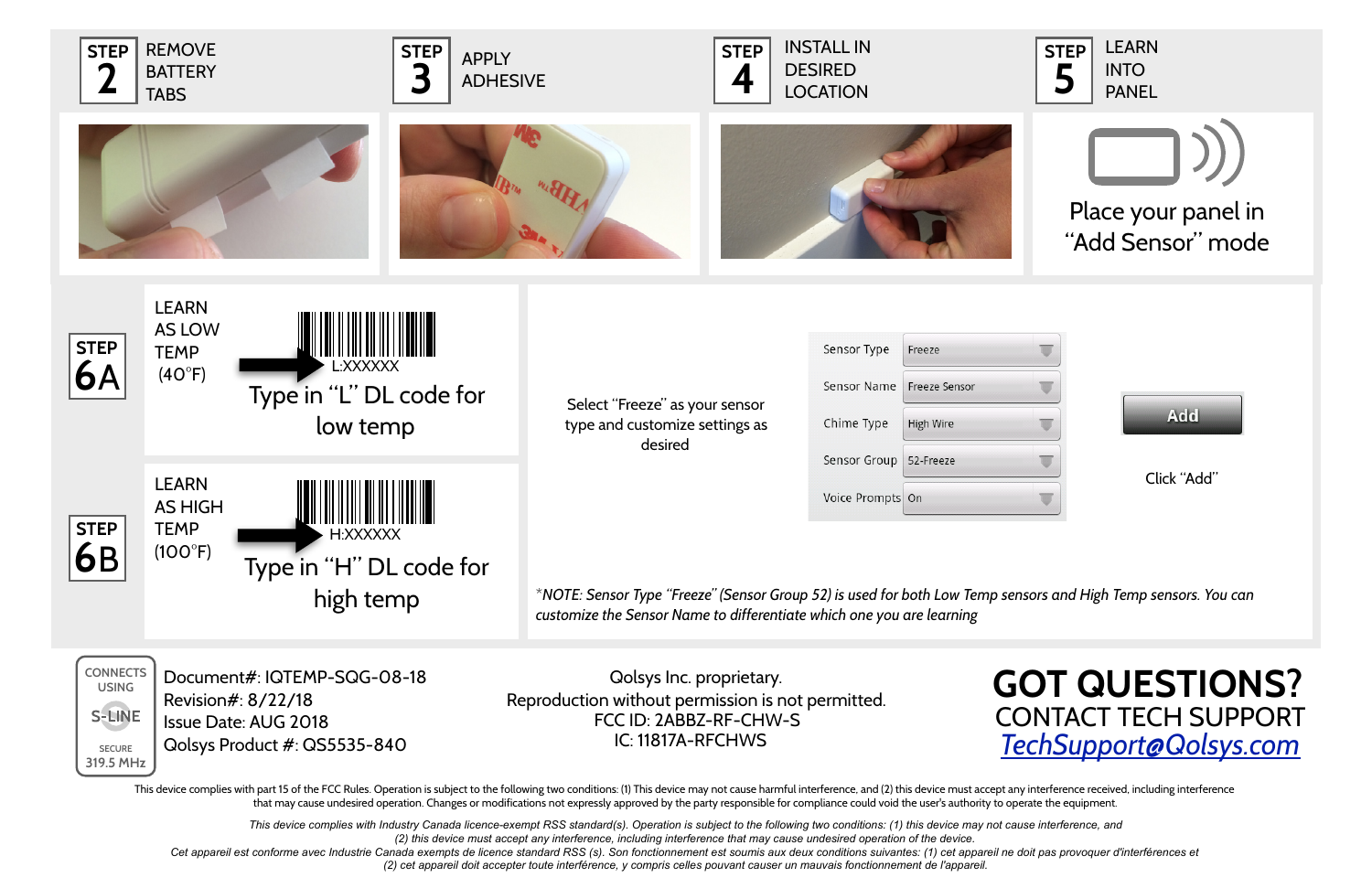**STEP 2** REMOVE BATTERY TABS

**STEP 3** APPLY ADHESIVE

**STEP 4** INSTALL IN DESIRED LOCATION

**STEP 5** LEARN INTO PANEL

Place your panel in "Add Sensor" mode

**STEP 6A** LEARN AS LOW TEMP (40°F)

L:XXXXXX

Type in "L" DL code for low temp

**STEP 6B** LEARN AS HIGH TEMP (100°F)

H:XXXXXX

Type in "H" DL code for high temp

Select "Freeze" as your sensor type and customize settings as desired

| | |
|---|---|
| Sensor Type | Freeze |
| Sensor Name | Freeze Sensor |
| Chime Type | High Wire |
| Sensor Group | 52-Freeze |
| Voice Prompts | On |

**Add**

Click "Add"

*\*NOTE: Sensor Type "Freeze" (Sensor Group 52) is used for both Low Temp sensors and High Temp sensors. You can customize the Sensor Name to differentiate which one you are learning*

CONNECTS USING S-LINE SECURE 319.5 MHz

Document#: IQTEMP-SQG-08-18
Revision#: 8/22/18
Issue Date: AUG 2018
Qolsys Product #: QS5535-840

Qolsys Inc. proprietary.
Reproduction without permission is not permitted.
FCC ID: 2ABBZ-RF-CHW-S
IC: 11817A-RFCHWS

**GOT QUESTIONS?**
CONTACT TECH SUPPORT
TechSupport@Qolsys.com

This device complies with part 15 of the FCC Rules. Operation is subject to the following two conditions: (1) This device may not cause harmful interference, and (2) this device must accept any interference received, including interference that may cause undesired operation. Changes or modifications not expressly approved by the party responsible for compliance could void the user's authority to operate the equipment.

*This device complies with Industry Canada licence-exempt RSS standard(s). Operation is subject to the following two conditions: (1) this device may not cause interference, and (2) this device must accept any interference, including interference that may cause undesired operation of the device.*

*Cet appareil est conforme avec Industrie Canada exempts de licence standard RSS (s). Son fonctionnement est soumis aux deux conditions suivantes: (1) cet appareil ne doit pas provoquer d'interférences et (2) cet appareil doit accepter toute interférence, y compris celles pouvant causer un mauvais fonctionnement de l'appareil.*